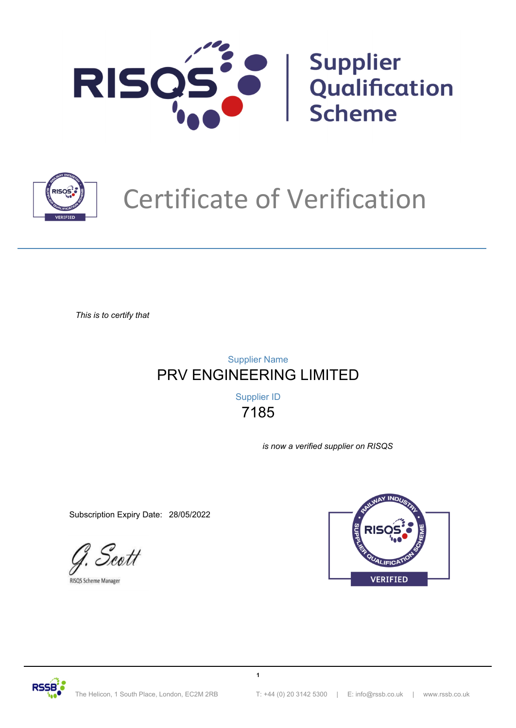# RISQS Supplier Qualification Scheme

# Certificate of Verification

*This is to certify that*

Supplier Name

**PRV ENGINEERING LIMITED**

Supplier ID

**7185**

*is now a verified supplier on RISQS*

Subscription Expiry Date: 28/05/2022

G. Scott

RISQS Scheme Manager

RAILWAY INDUSTRY SUPPLIER QUALIFICATION SCHEME

VERIFIED

RSSB

The Helicon, 1 South Place, London, EC2M 2RB | T: +44 (0) 20 3142 5300 | E: info@rssb.co.uk | www.rssb.co.uk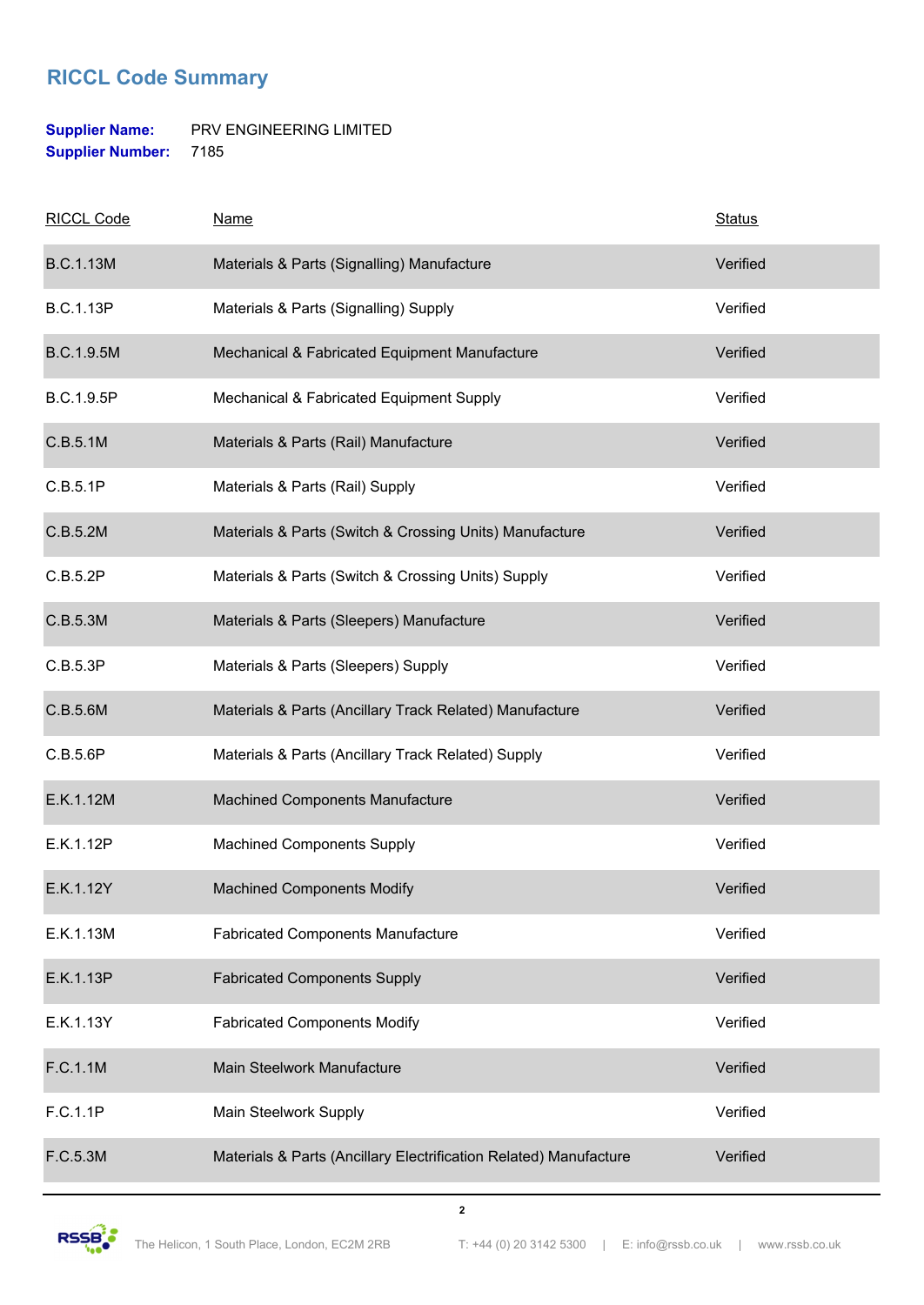## RICCL Code Summary

**Supplier Name:** PRV ENGINEERING LIMITED
**Supplier Number:** 7185

| RICCL Code | Name | Status |
| --- | --- | --- |
| B.C.1.13M | Materials & Parts (Signalling) Manufacture | Verified |
| B.C.1.13P | Materials & Parts (Signalling) Supply | Verified |
| B.C.1.9.5M | Mechanical & Fabricated Equipment Manufacture | Verified |
| B.C.1.9.5P | Mechanical & Fabricated Equipment Supply | Verified |
| C.B.5.1M | Materials & Parts (Rail) Manufacture | Verified |
| C.B.5.1P | Materials & Parts (Rail) Supply | Verified |
| C.B.5.2M | Materials & Parts (Switch & Crossing Units) Manufacture | Verified |
| C.B.5.2P | Materials & Parts (Switch & Crossing Units) Supply | Verified |
| C.B.5.3M | Materials & Parts (Sleepers) Manufacture | Verified |
| C.B.5.3P | Materials & Parts (Sleepers) Supply | Verified |
| C.B.5.6M | Materials & Parts (Ancillary Track Related) Manufacture | Verified |
| C.B.5.6P | Materials & Parts (Ancillary Track Related) Supply | Verified |
| E.K.1.12M | Machined Components Manufacture | Verified |
| E.K.1.12P | Machined Components Supply | Verified |
| E.K.1.12Y | Machined Components Modify | Verified |
| E.K.1.13M | Fabricated Components Manufacture | Verified |
| E.K.1.13P | Fabricated Components Supply | Verified |
| E.K.1.13Y | Fabricated Components Modify | Verified |
| F.C.1.1M | Main Steelwork Manufacture | Verified |
| F.C.1.1P | Main Steelwork Supply | Verified |
| F.C.5.3M | Materials & Parts (Ancillary Electrification Related) Manufacture | Verified |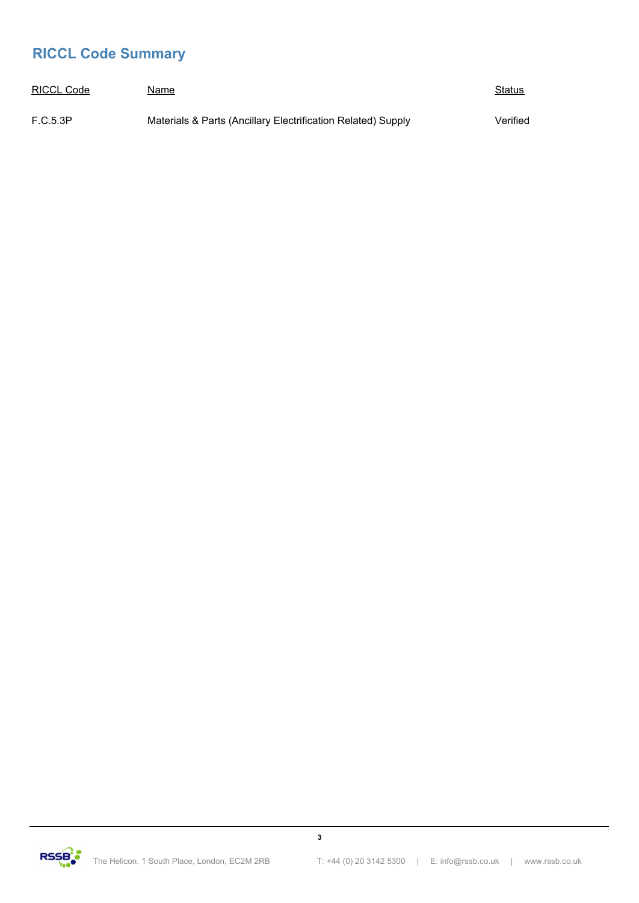## RICCL Code Summary

| RICCL Code | Name | Status |
|---|---|---|
| F.C.5.3P | Materials & Parts (Ancillary Electrification Related) Supply | Verified |